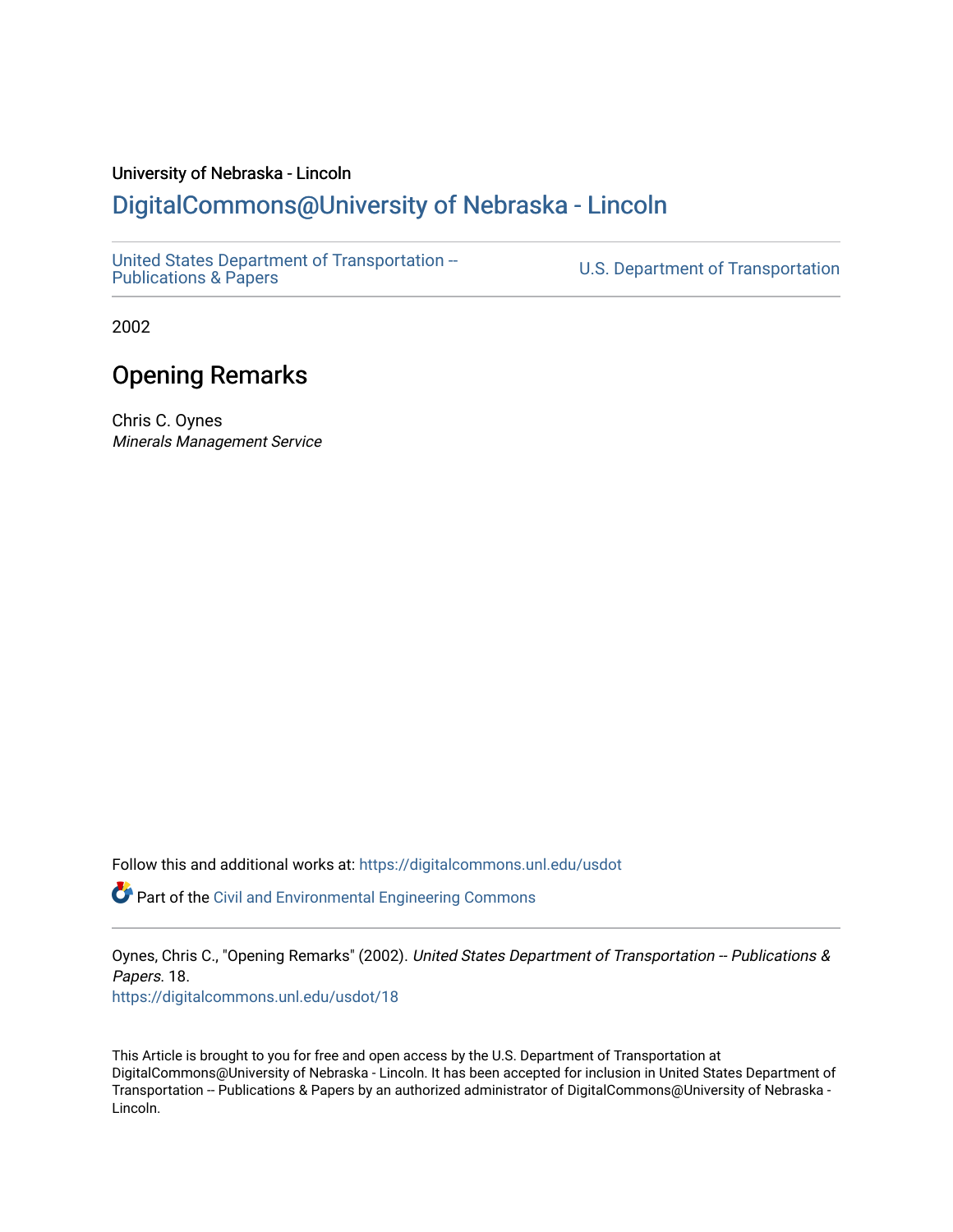University of Nebraska - Lincoln

# DigitalCommons@University of Nebraska - Lincoln

United States Department of Transportation -- Publications & Papers

U.S. Department of Transportation

2002

## Opening Remarks

Chris C. Oynes
*Minerals Management Service*

Follow this and additional works at: https://digitalcommons.unl.edu/usdot

Part of the Civil and Environmental Engineering Commons

Oynes, Chris C., "Opening Remarks" (2002). *United States Department of Transportation -- Publications & Papers*. 18.
https://digitalcommons.unl.edu/usdot/18

This Article is brought to you for free and open access by the U.S. Department of Transportation at DigitalCommons@University of Nebraska - Lincoln. It has been accepted for inclusion in United States Department of Transportation -- Publications & Papers by an authorized administrator of DigitalCommons@University of Nebraska - Lincoln.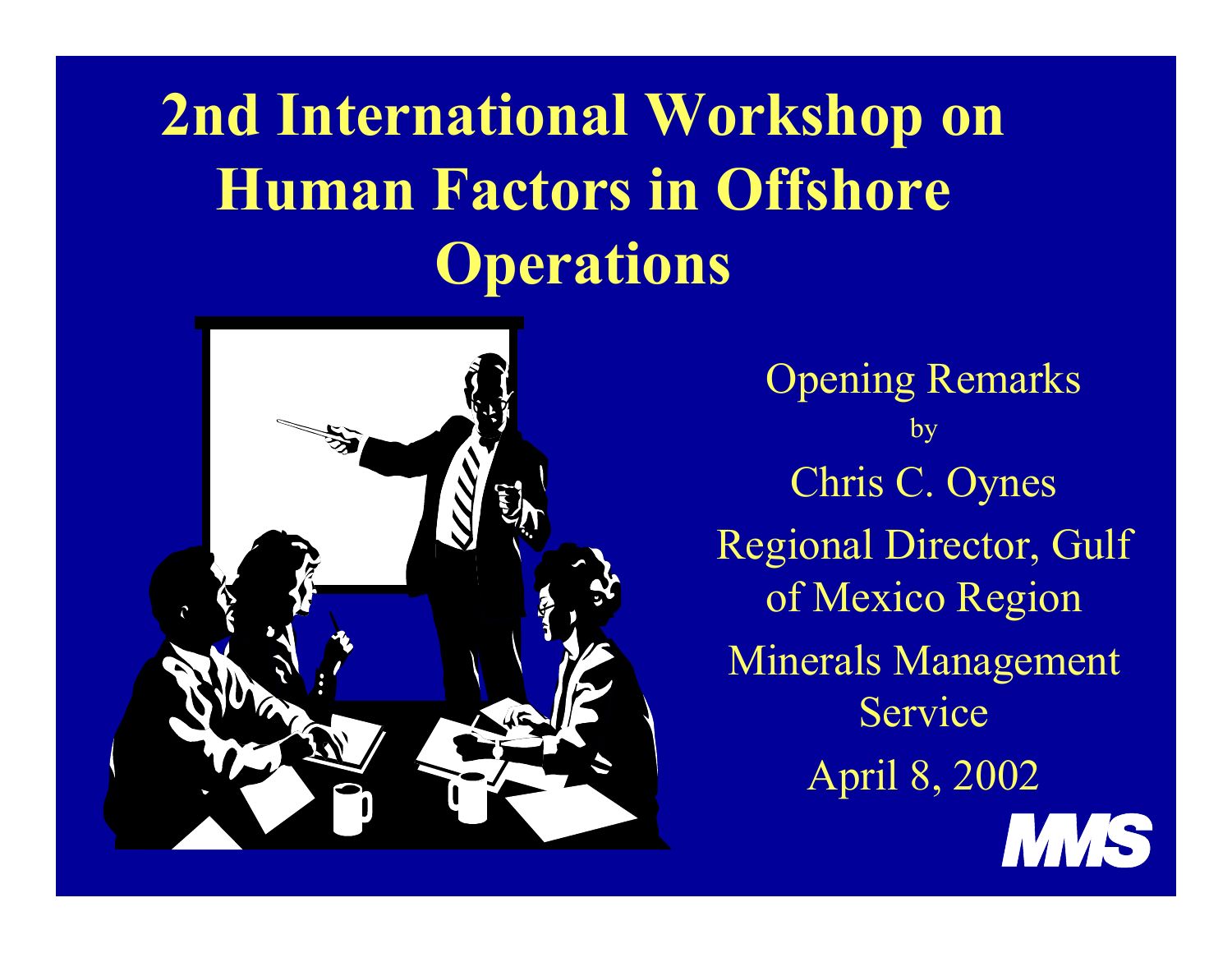# 2nd International Workshop on Human Factors in Offshore Operations

Opening Remarks

by

Chris C. Oynes

Regional Director, Gulf of Mexico Region

Minerals Management Service

April 8, 2002

MMS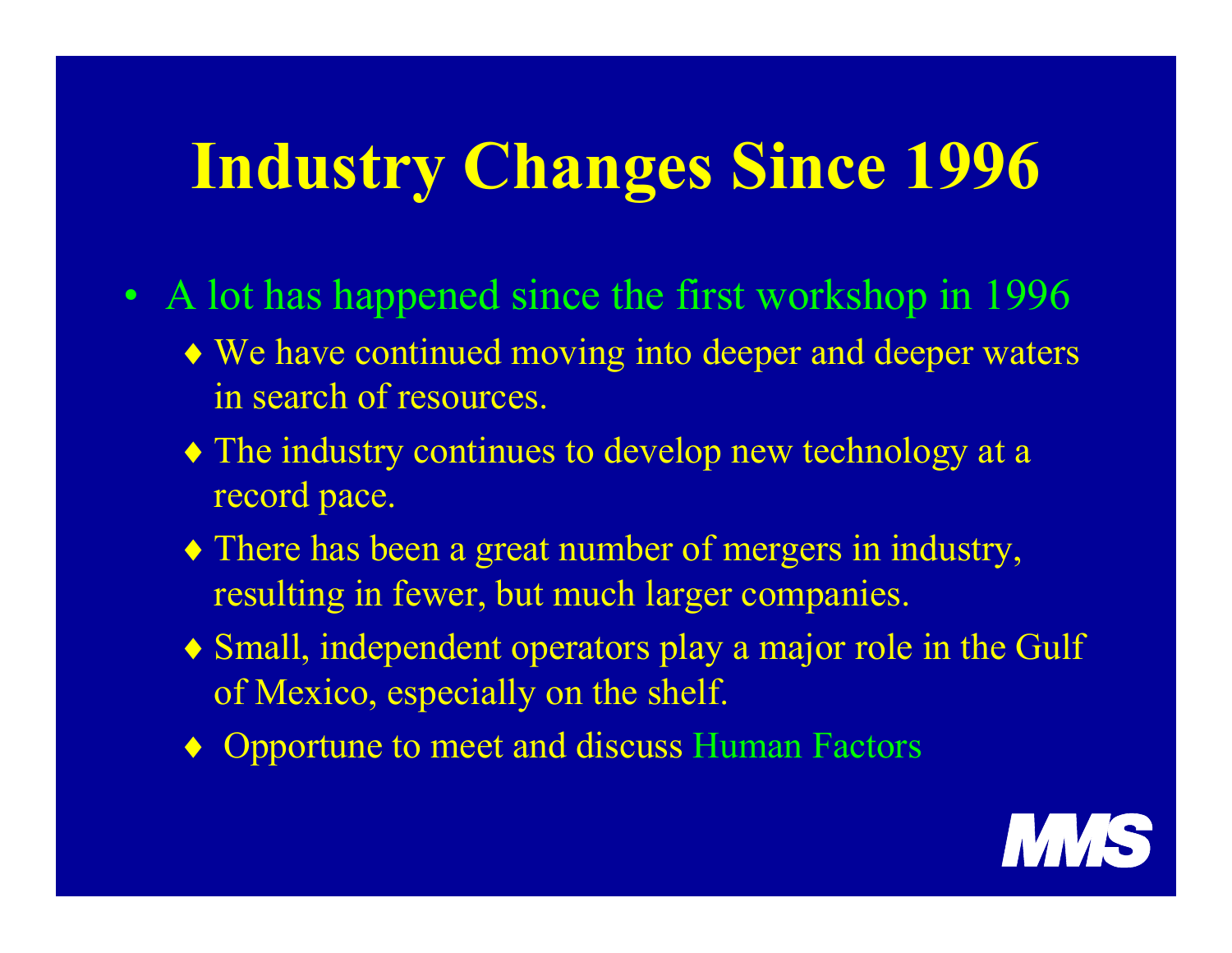# Industry Changes Since 1996

- A lot has happened since the first workshop in 1996
  - We have continued moving into deeper and deeper waters in search of resources.
  - The industry continues to develop new technology at a record pace.
  - There has been a great number of mergers in industry, resulting in fewer, but much larger companies.
  - Small, independent operators play a major role in the Gulf of Mexico, especially on the shelf.
  - Opportune to meet and discuss Human Factors

MMS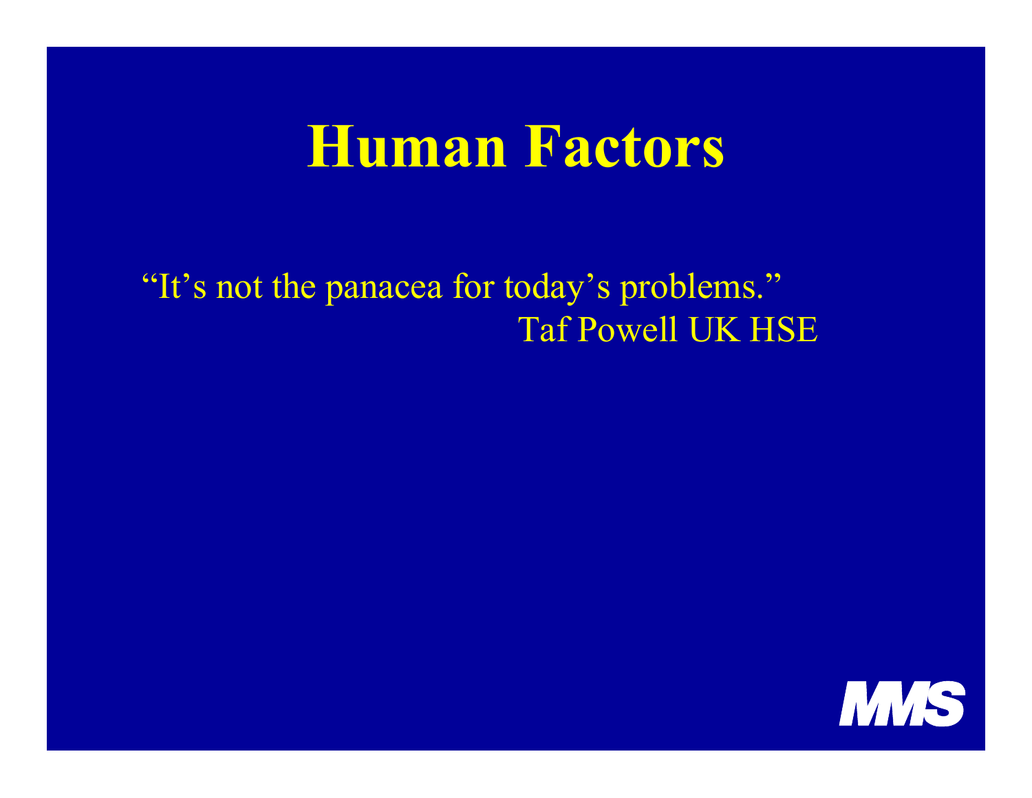# Human Factors

"It's not the panacea for today's problems."
Taf Powell UK HSE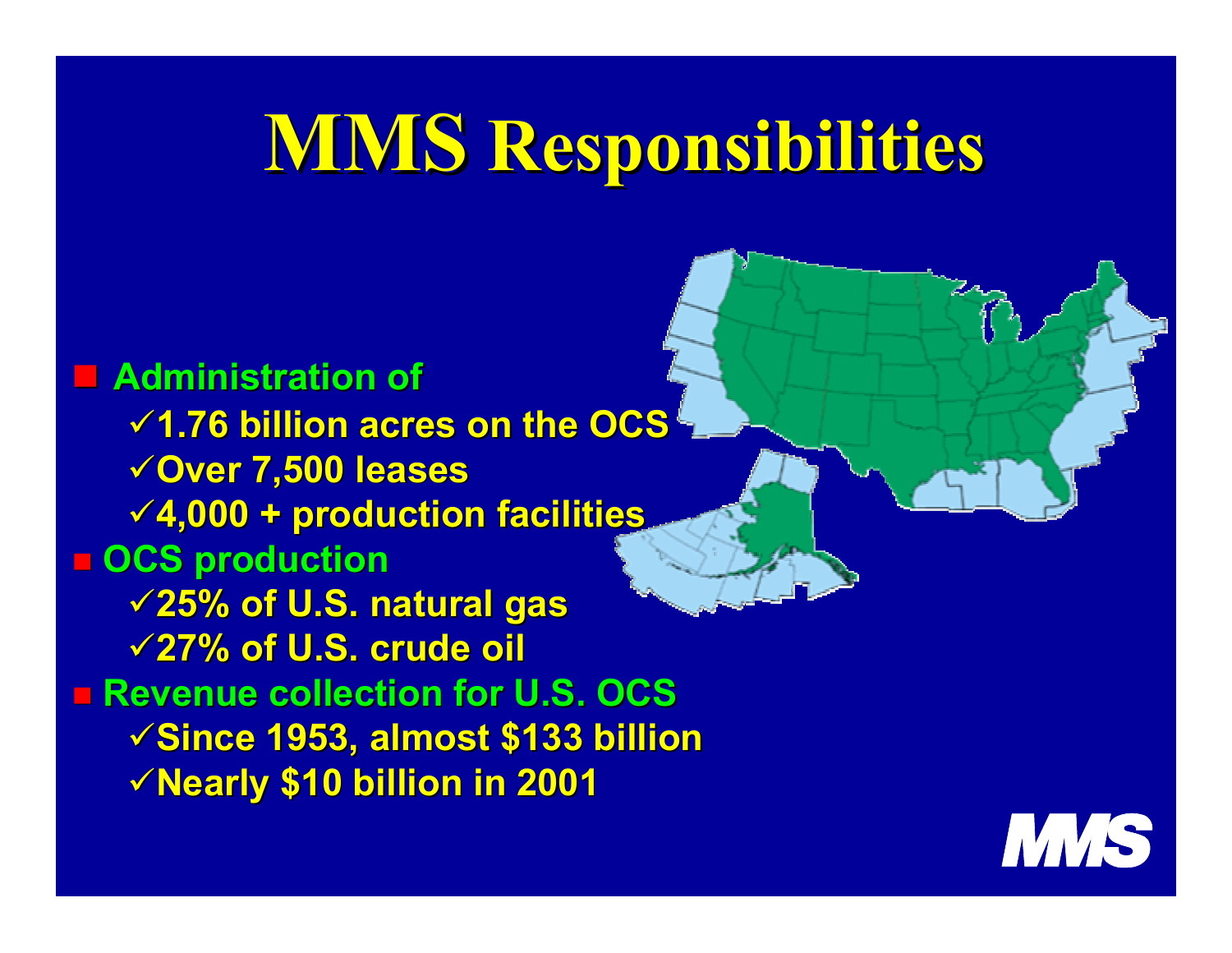# MMS Responsibilities

- Administration of
  - ✓1.76 billion acres on the OCS
  - ✓Over 7,500 leases
  - ✓4,000 + production facilities
- OCS production
  - ✓25% of U.S. natural gas
  - ✓27% of U.S. crude oil
- Revenue collection for U.S. OCS
  - ✓Since 1953, almost $133 billion
  - ✓Nearly $10 billion in 2001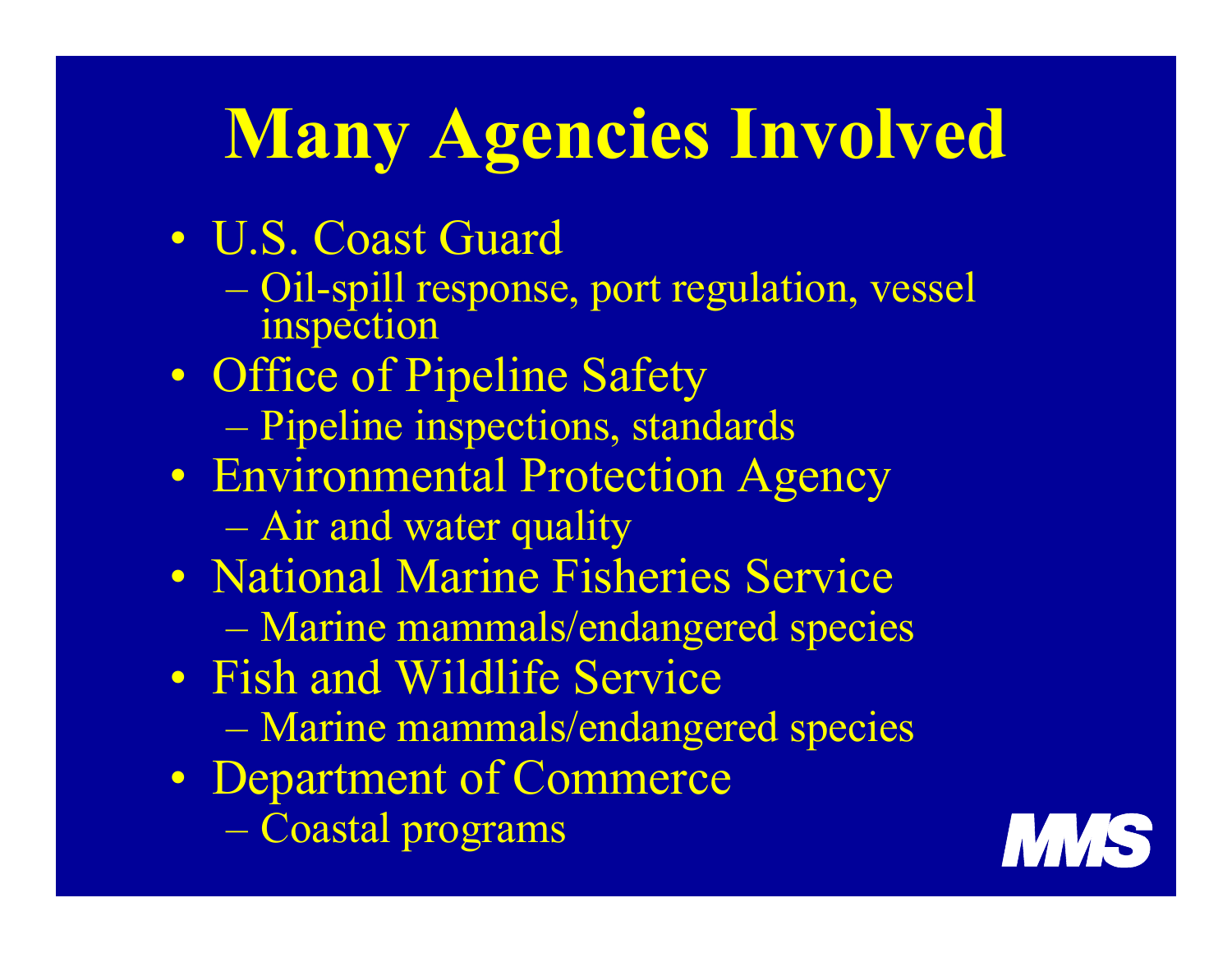# Many Agencies Involved

- U.S. Coast Guard
  - Oil-spill response, port regulation, vessel inspection
- Office of Pipeline Safety
  - Pipeline inspections, standards
- Environmental Protection Agency
  - Air and water quality
- National Marine Fisheries Service
  - Marine mammals/endangered species
- Fish and Wildlife Service
  - Marine mammals/endangered species
- Department of Commerce
  - Coastal programs

MMS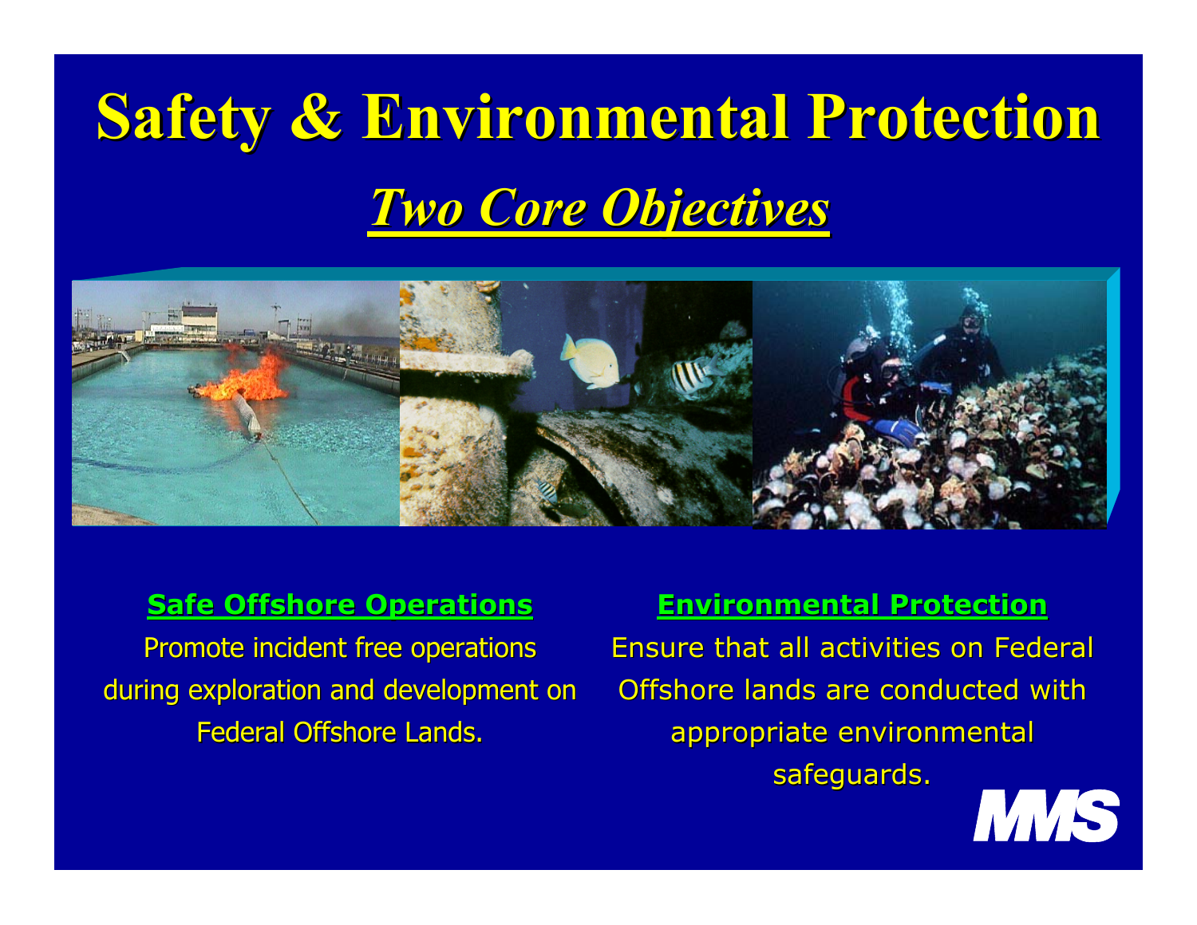# Safety & Environmental Protection

## *Two Core Objectives*

**Safe Offshore Operations**

Promote incident free operations during exploration and development on Federal Offshore Lands.

**Environmental Protection**

Ensure that all activities on Federal Offshore lands are conducted with appropriate environmental safeguards.

MMS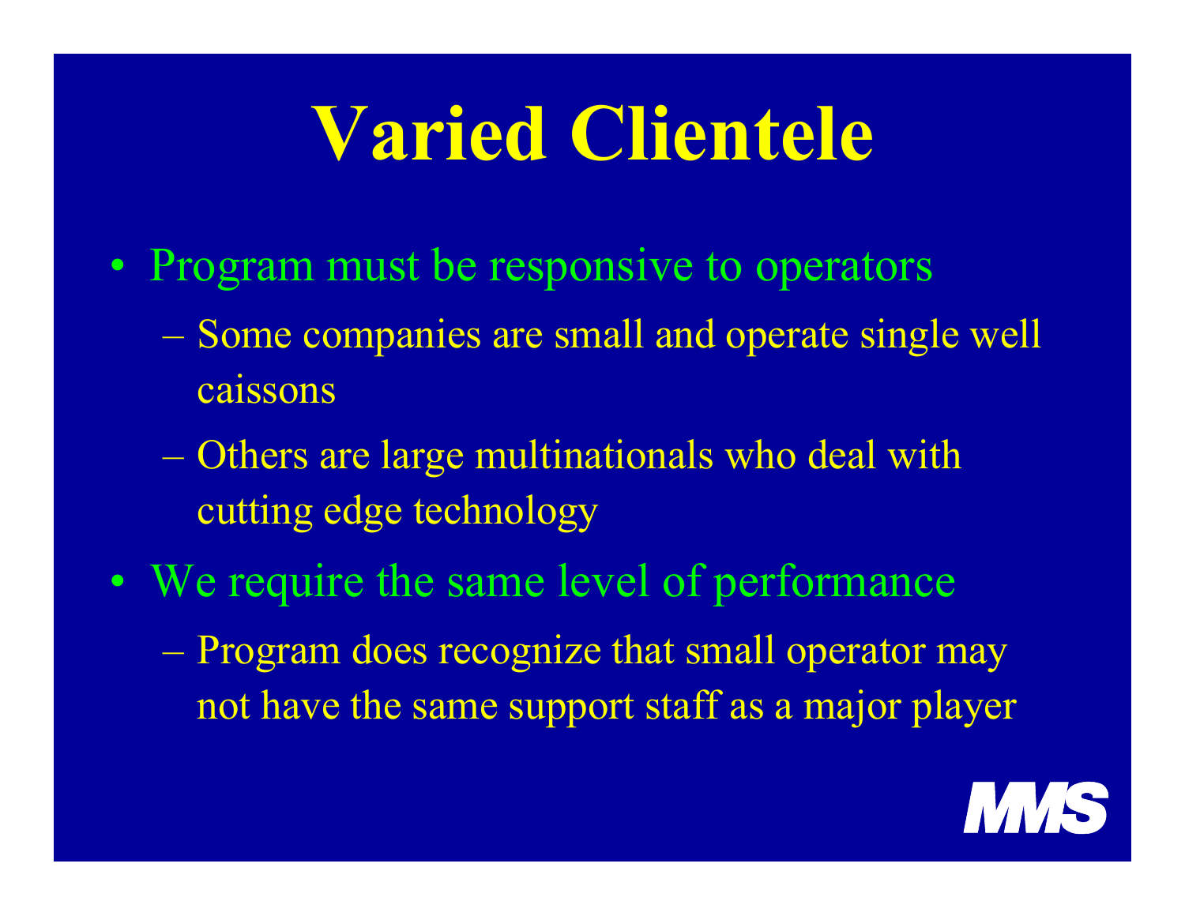# Varied Clientele

- Program must be responsive to operators
  - Some companies are small and operate single well caissons
  - Others are large multinationals who deal with cutting edge technology
- We require the same level of performance
  - Program does recognize that small operator may not have the same support staff as a major player

MMS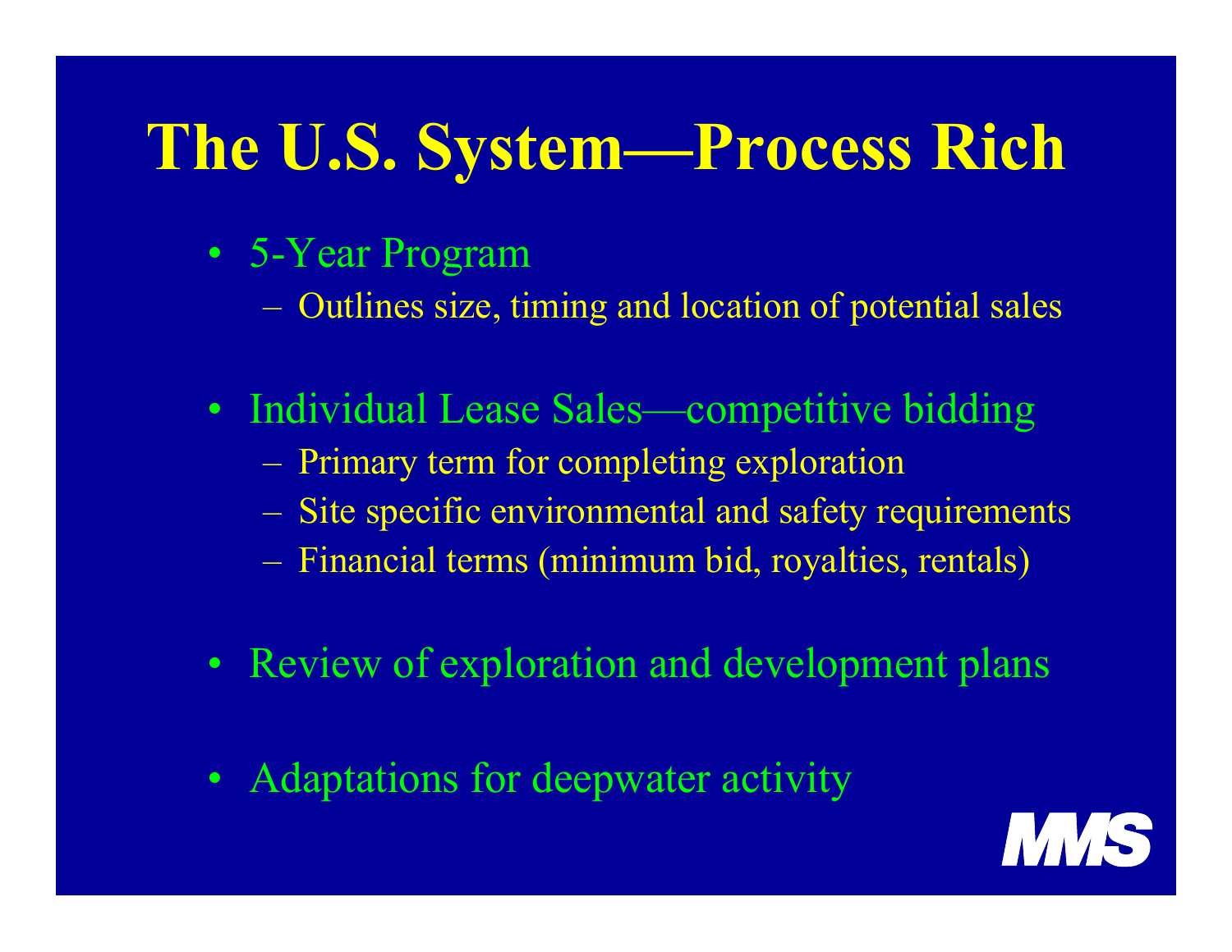# The U.S. System—Process Rich

- 5-Year Program
  - Outlines size, timing and location of potential sales
- Individual Lease Sales—competitive bidding
  - Primary term for completing exploration
  - Site specific environmental and safety requirements
  - Financial terms (minimum bid, royalties, rentals)
- Review of exploration and development plans
- Adaptations for deepwater activity

MMS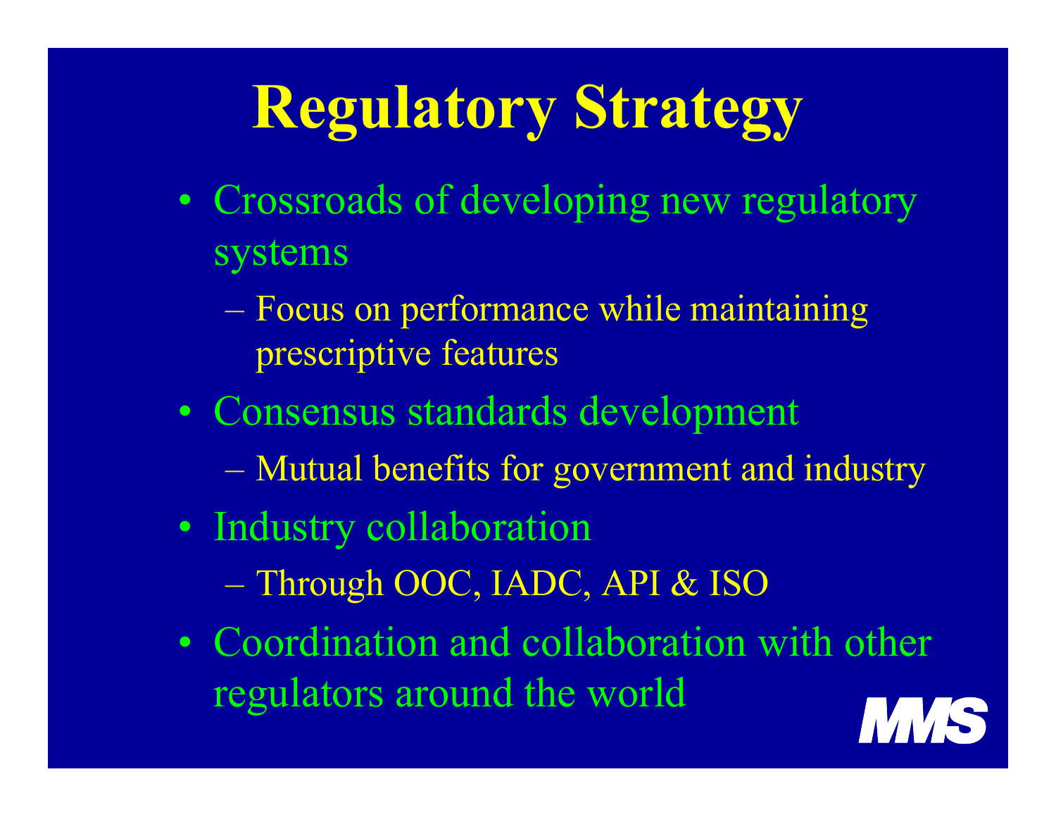# Regulatory Strategy

- Crossroads of developing new regulatory systems
  - Focus on performance while maintaining prescriptive features
- Consensus standards development
  - Mutual benefits for government and industry
- Industry collaboration
  - Through OOC, IADC, API & ISO
- Coordination and collaboration with other regulators around the world

MMS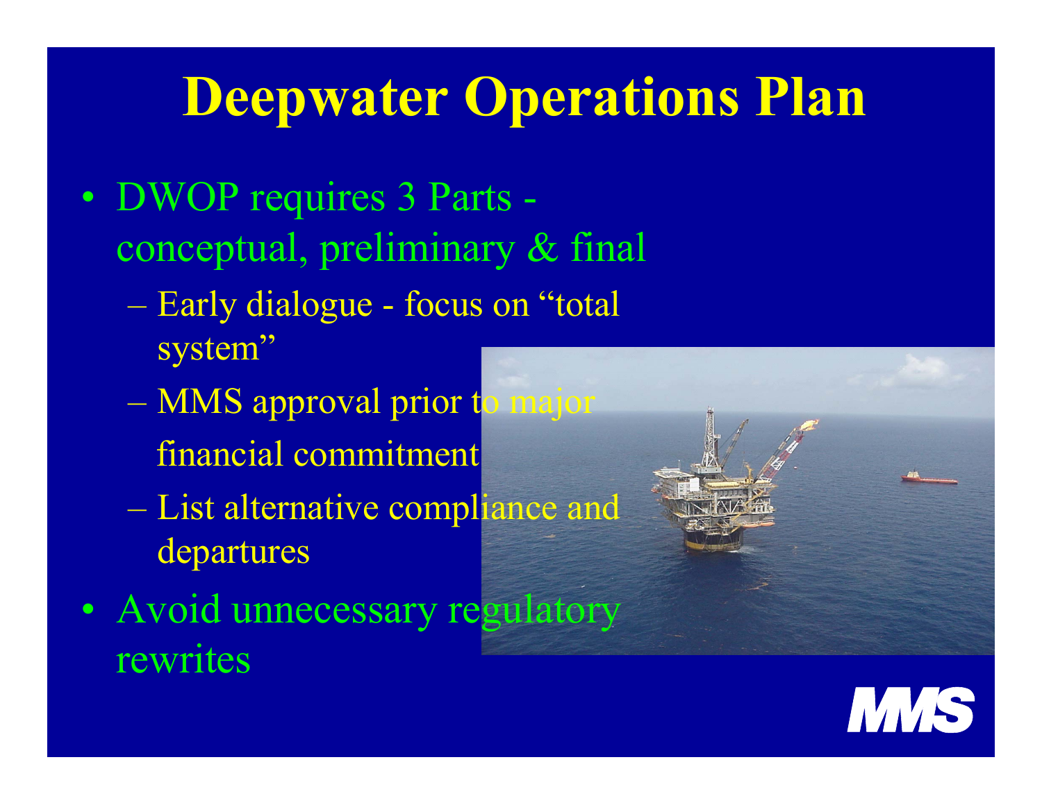# Deepwater Operations Plan

- DWOP requires 3 Parts - conceptual, preliminary & final
  - Early dialogue - focus on "total system"
  - MMS approval prior to major financial commitment
  - List alternative compliance and departures
- Avoid unnecessary regulatory rewrites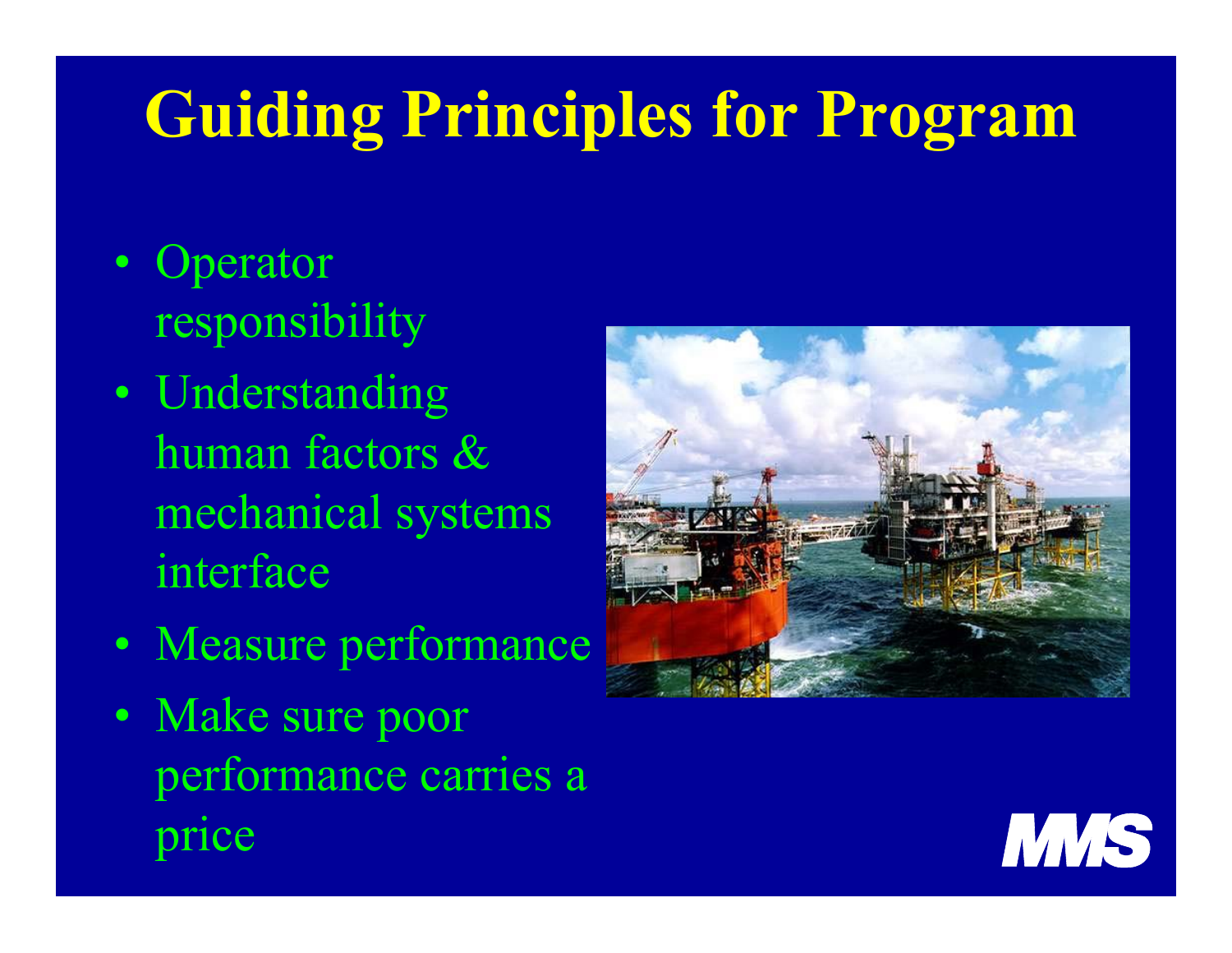# Guiding Principles for Program

- Operator responsibility
- Understanding human factors & mechanical systems interface
- Measure performance
- Make sure poor performance carries a price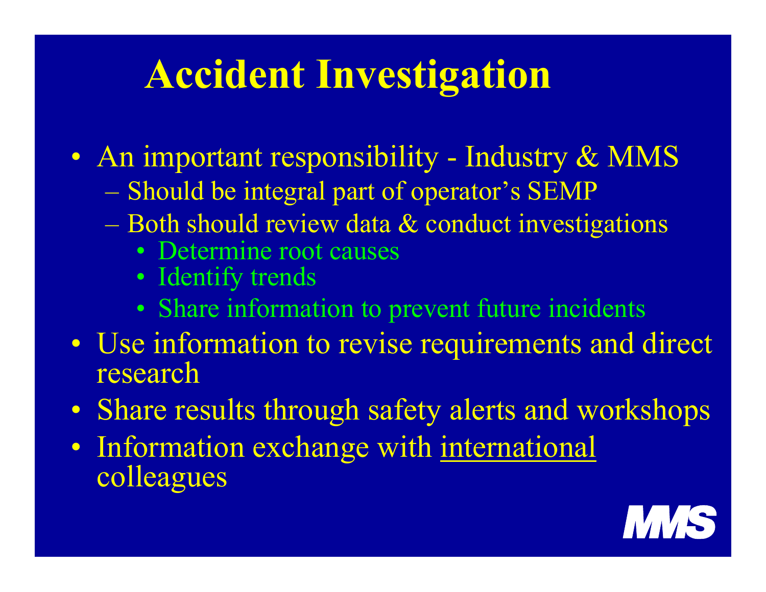# Accident Investigation

- An important responsibility - Industry & MMS
  - Should be integral part of operator's SEMP
  - Both should review data & conduct investigations
    - Determine root causes
    - Identify trends
    - Share information to prevent future incidents
- Use information to revise requirements and direct research
- Share results through safety alerts and workshops
- Information exchange with international colleagues

MMS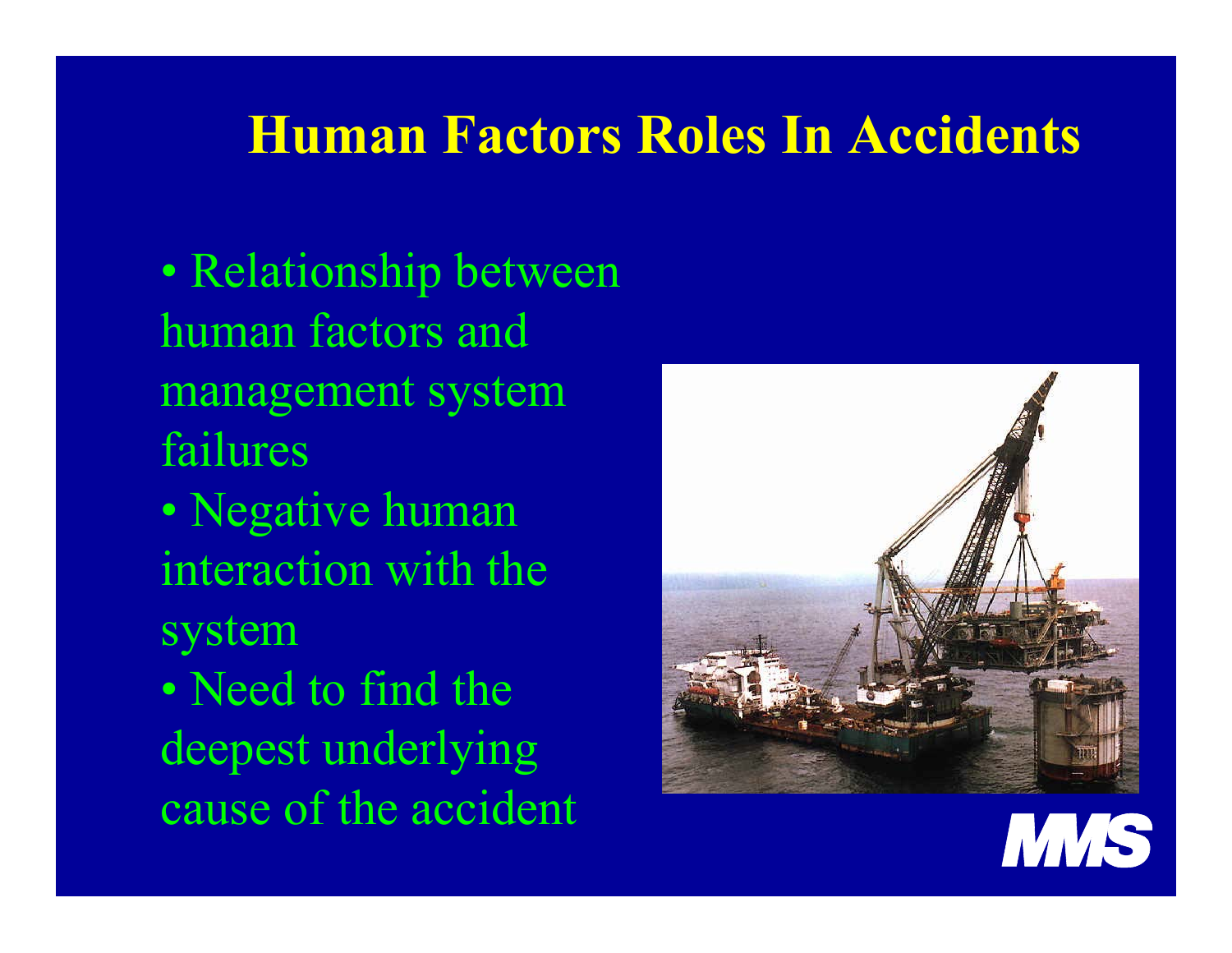# Human Factors Roles In Accidents

- Relationship between human factors and management system failures
- Negative human interaction with the system
- Need to find the deepest underlying cause of the accident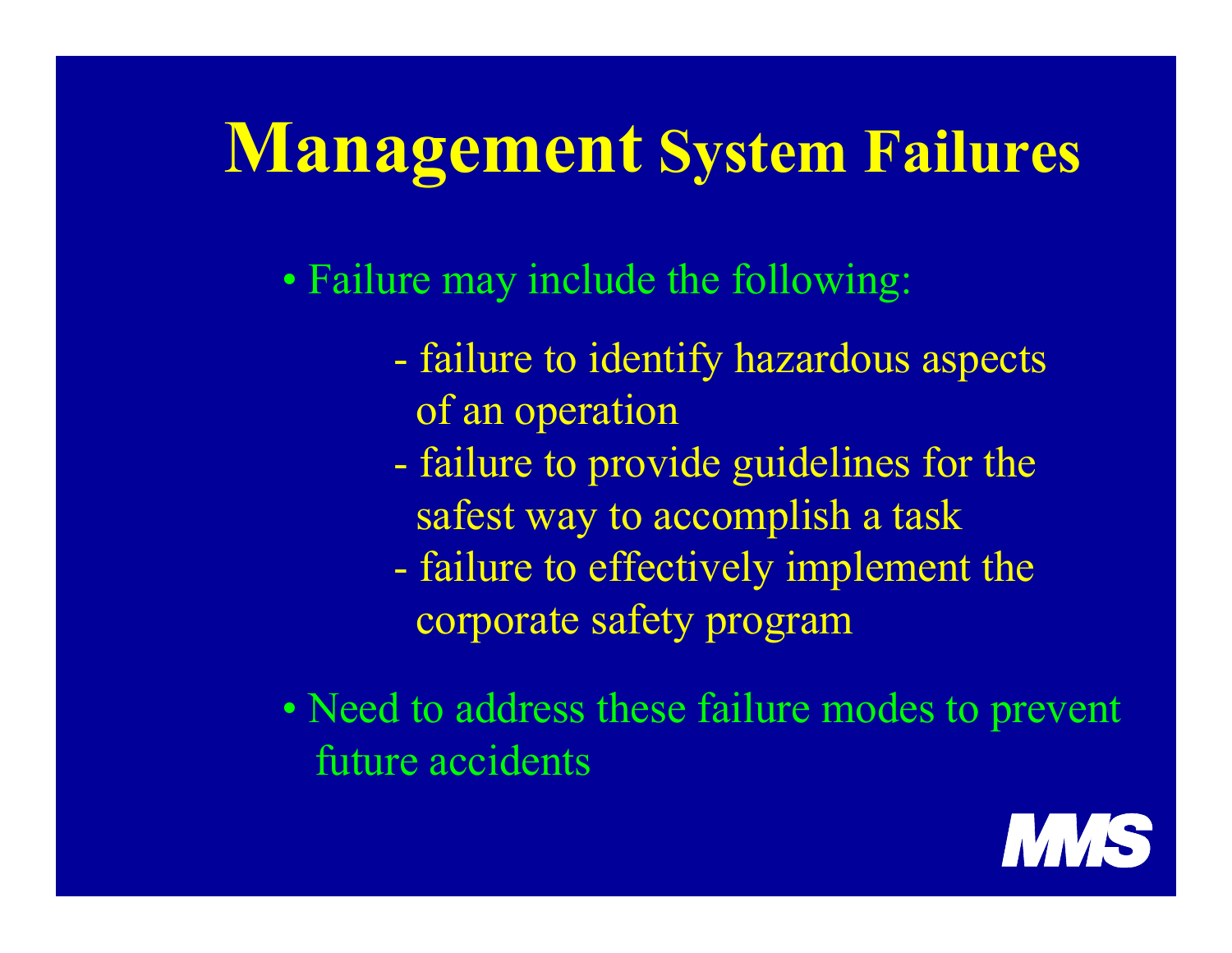# Management System Failures

- Failure may include the following:
  - failure to identify hazardous aspects of an operation
  - failure to provide guidelines for the safest way to accomplish a task
  - failure to effectively implement the corporate safety program
- Need to address these failure modes to prevent future accidents

MMS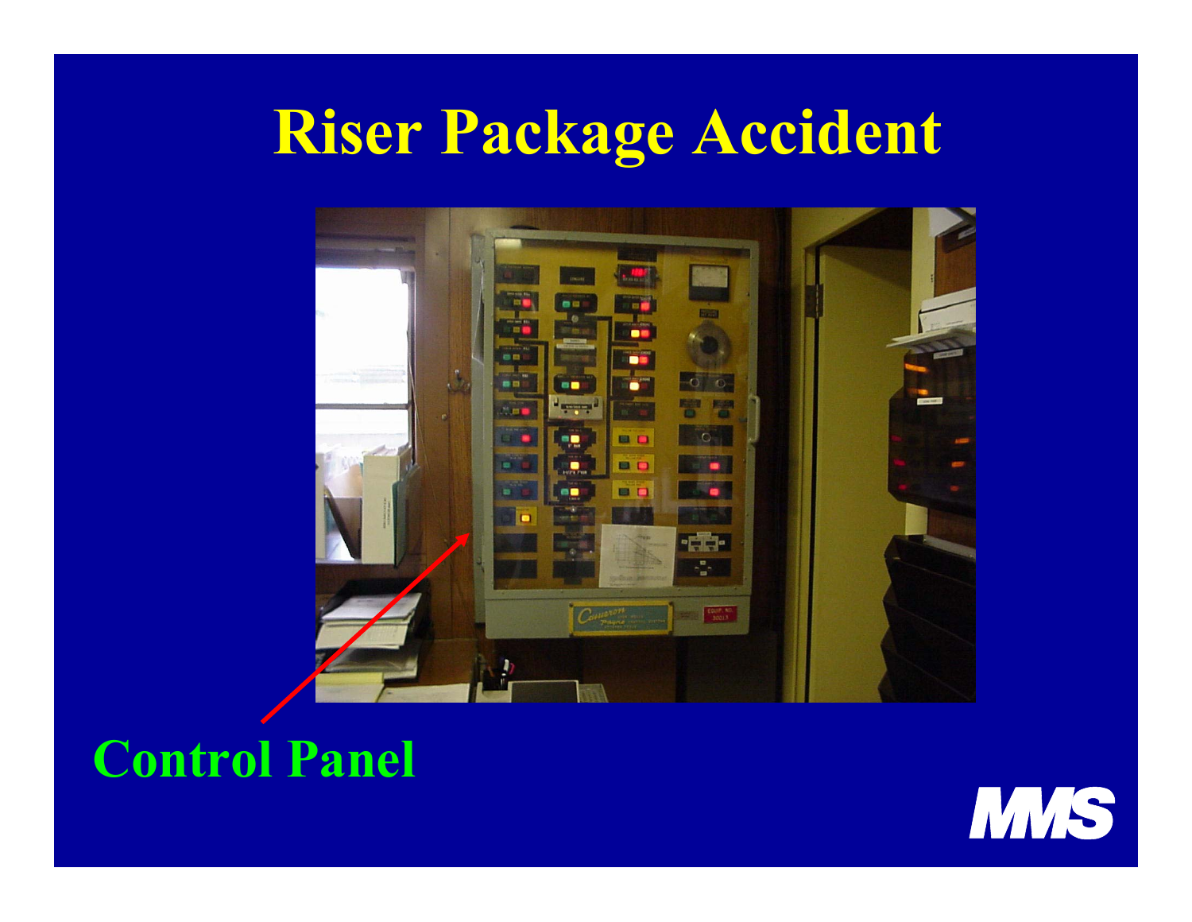# Riser Package Accident

Control Panel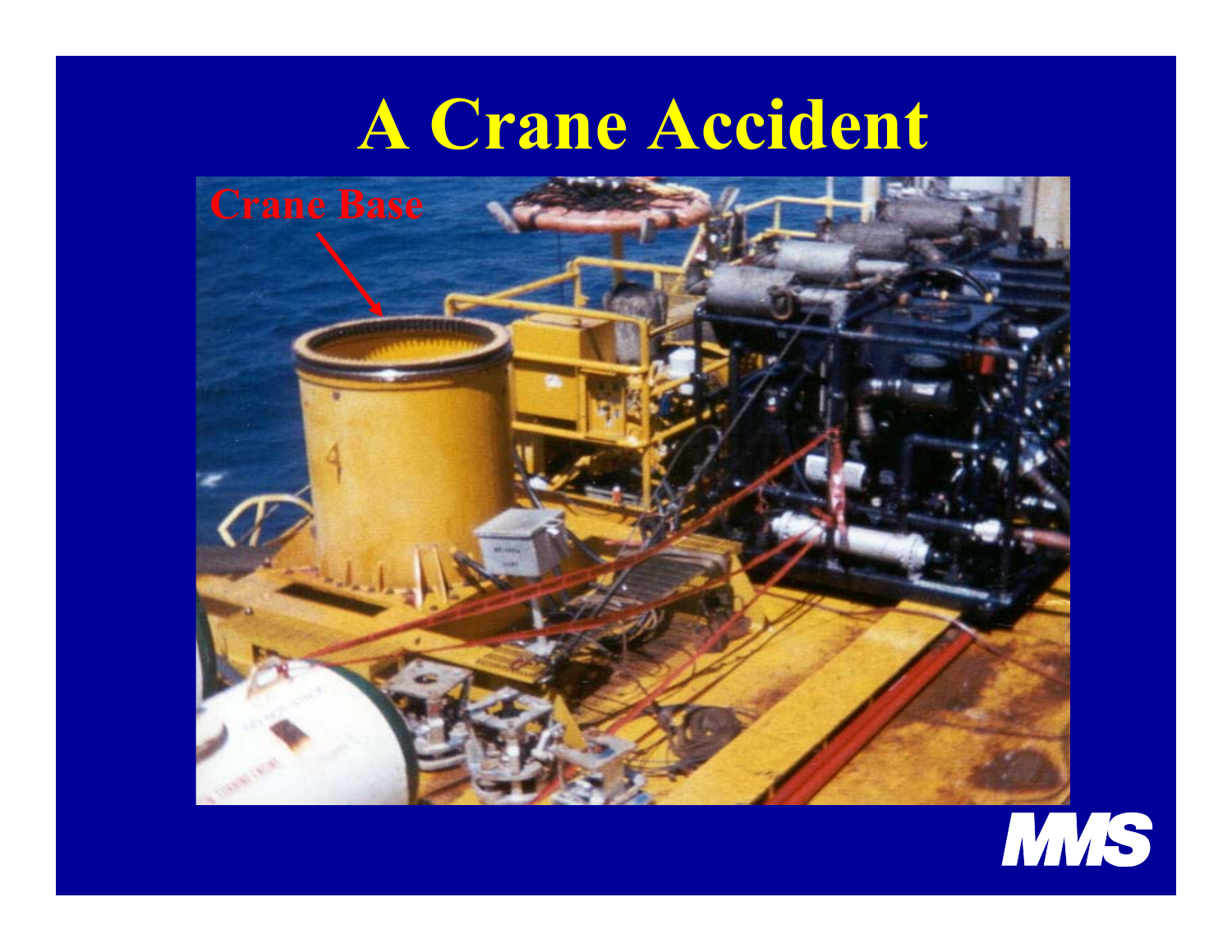# A Crane Accident

Crane Base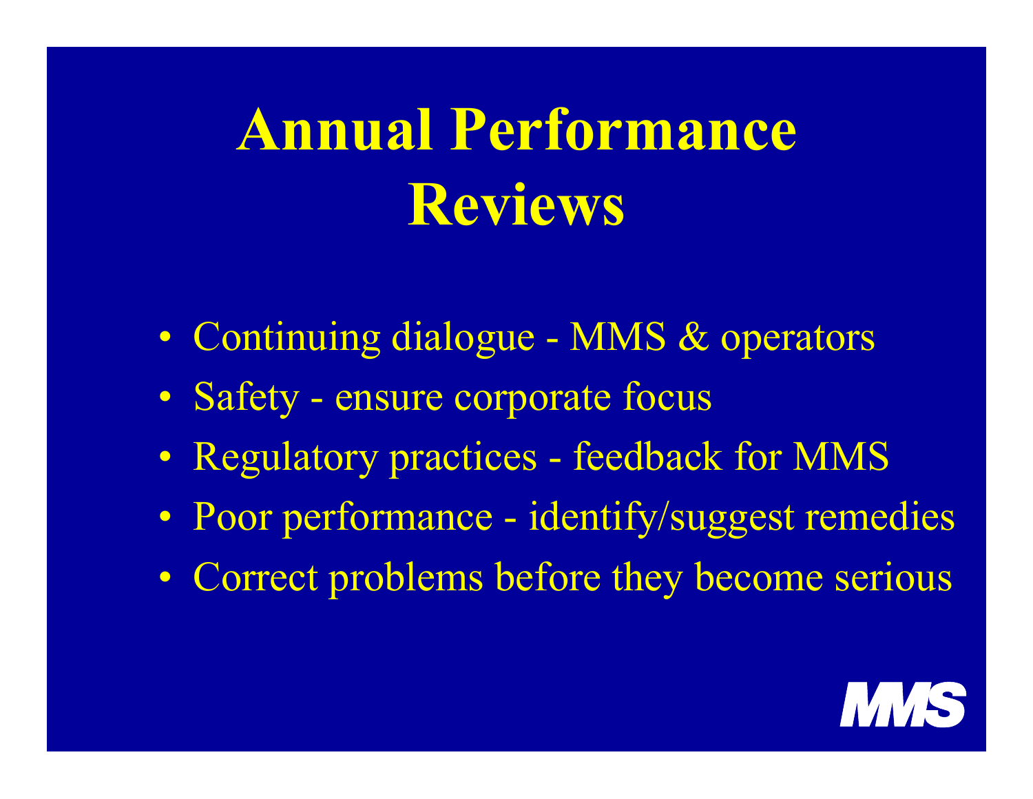# Annual Performance Reviews

- Continuing dialogue - MMS & operators
- Safety - ensure corporate focus
- Regulatory practices - feedback for MMS
- Poor performance - identify/suggest remedies
- Correct problems before they become serious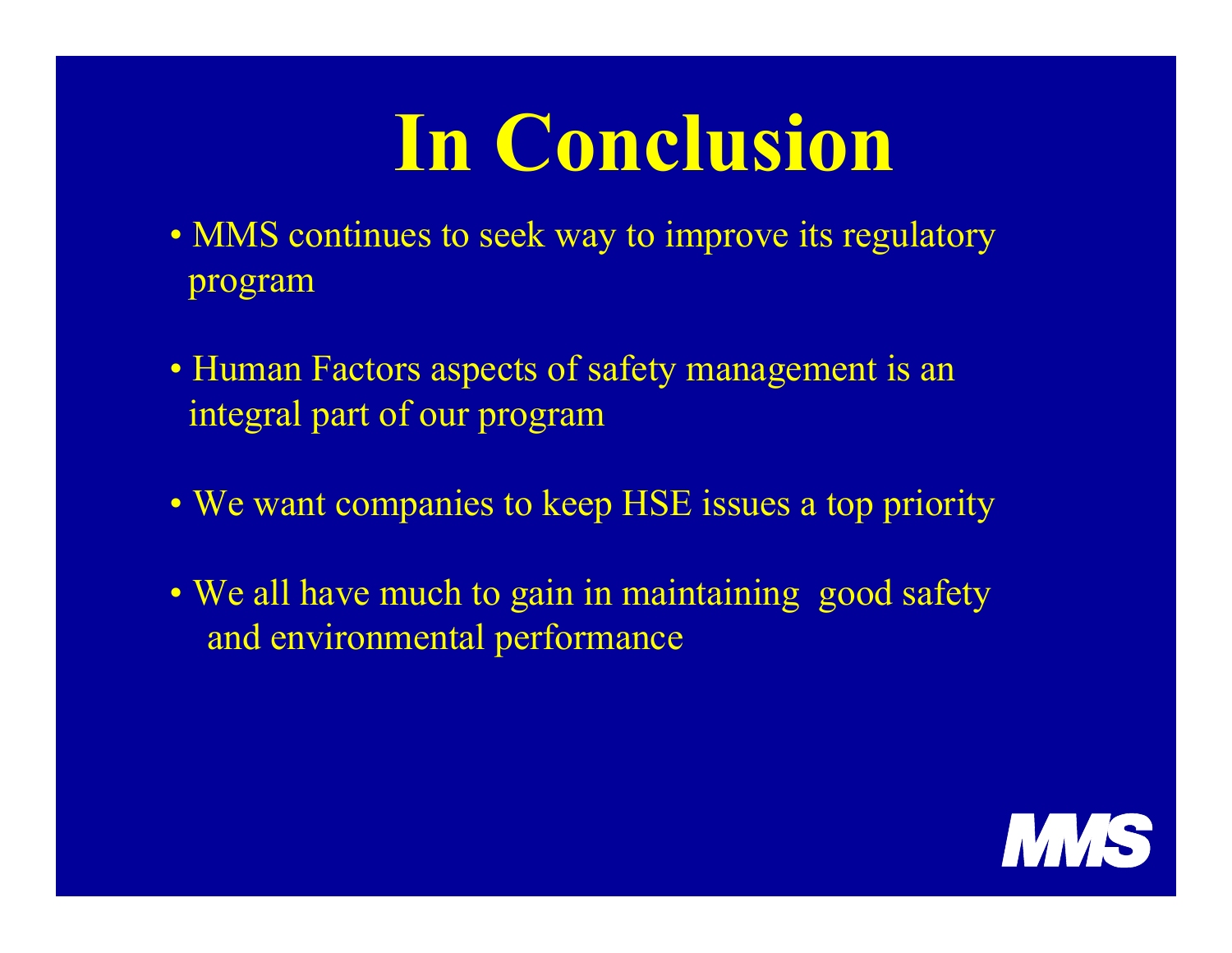# In Conclusion

- MMS continues to seek way to improve its regulatory program
- Human Factors aspects of safety management is an integral part of our program
- We want companies to keep HSE issues a top priority
- We all have much to gain in maintaining good safety and environmental performance

MMS